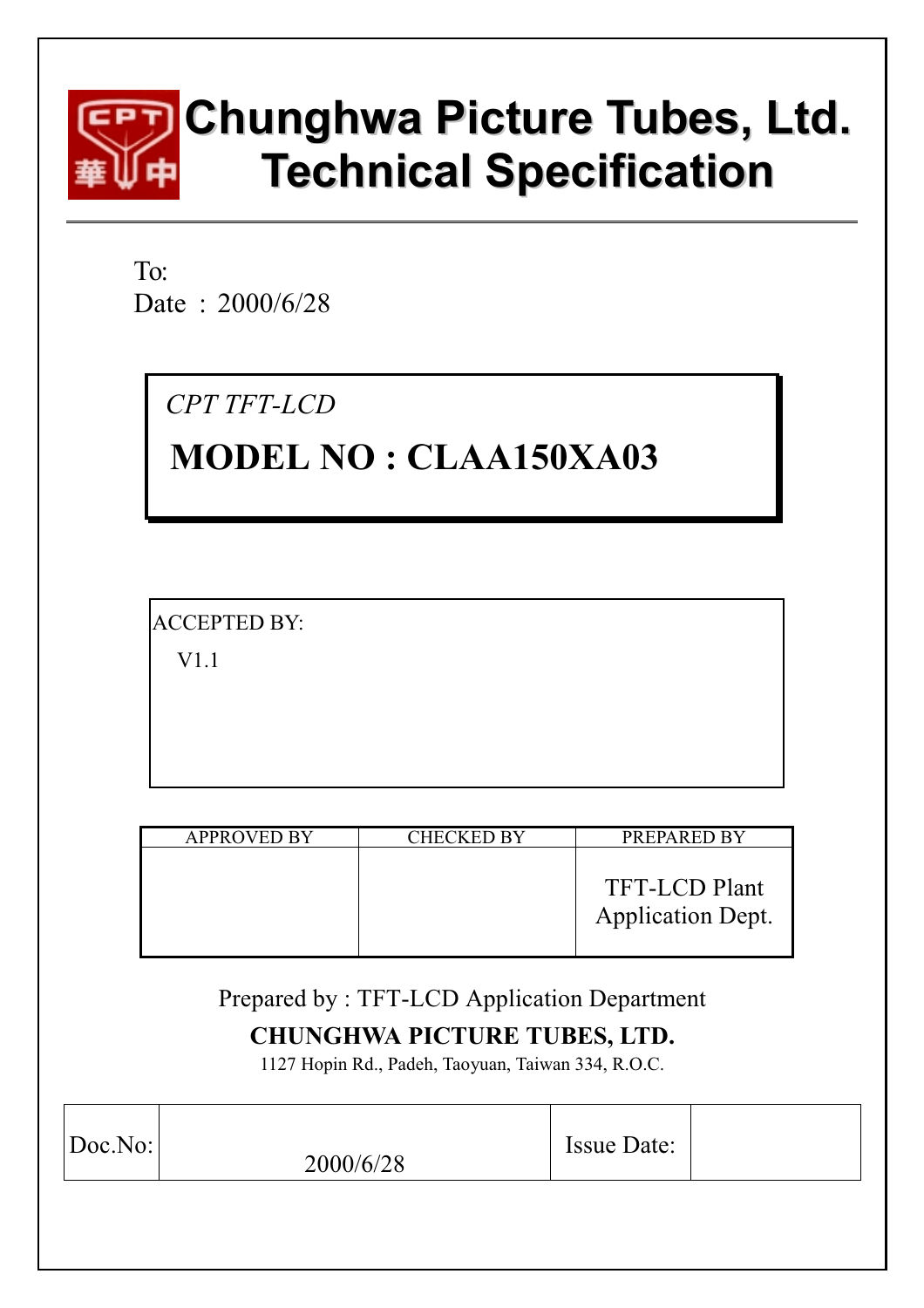# Chunghwa Picture Tubes, Ltd.
# Technical Specification

To:
Date ：2000/6/28

*CPT TFT-LCD*

**MODEL NO : CLAA150XA03**

ACCEPTED BY:

V1.1

| APPROVED BY | CHECKED BY | PREPARED BY |
|---|---|---|
| | | TFT-LCD Plant Application Dept. |

Prepared by : TFT-LCD Application Department

**CHUNGHWA PICTURE TUBES, LTD.**

1127 Hopin Rd., Padeh, Taoyuan, Taiwan 334, R.O.C.

| Doc.No: | 2000/6/28 | Issue Date: | |
|---|---|---|---|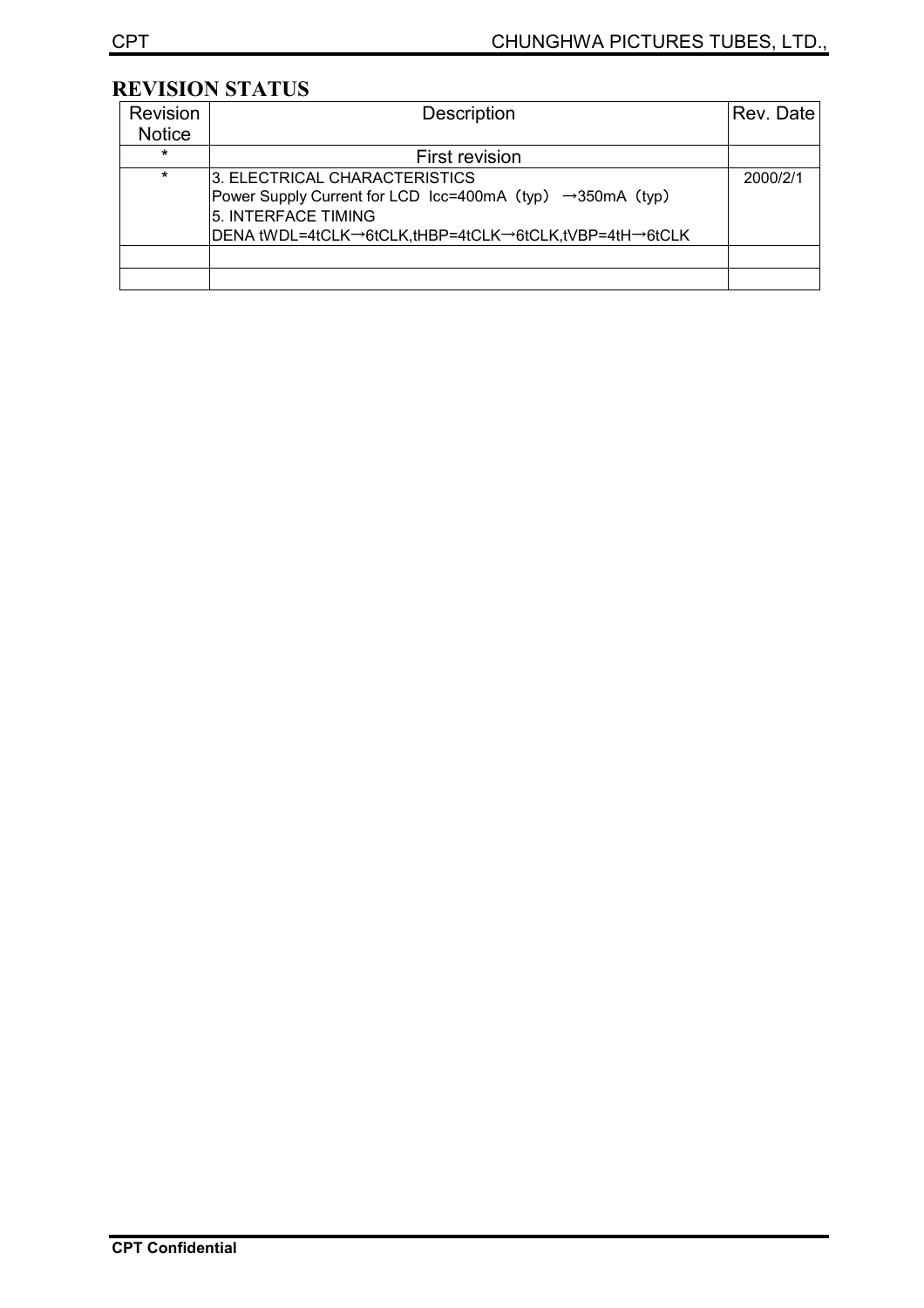## REVISION STATUS

| Revision Notice | Description | Rev. Date |
|---|---|---|
| * | First revision | |
| * | 3. ELECTRICAL CHARACTERISTICS<br>Power Supply Current for LCD Icc=400mA（typ） →350mA（typ）<br>5. INTERFACE TIMING<br>DENA tWDL=4tCLK→6tCLK,tHBP=4tCLK→6tCLK,tVBP=4tH→6tCLK | 2000/2/1 |
| | | |
| | | |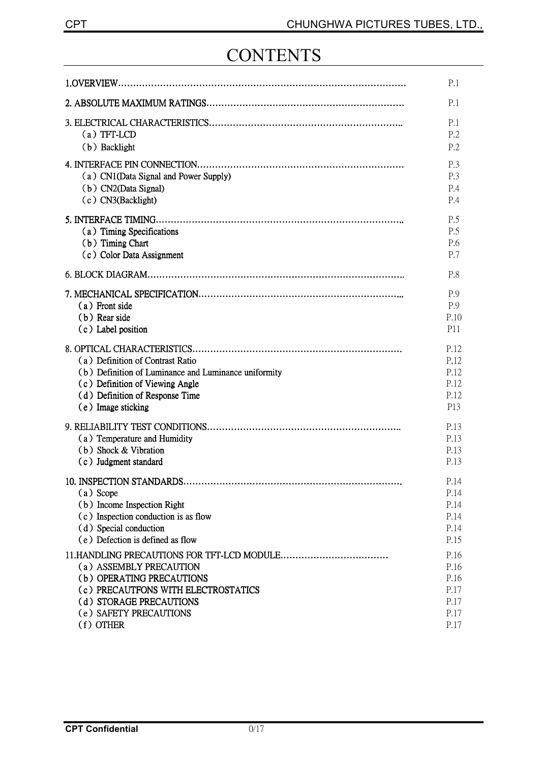# CONTENTS

| | |
|---|---|
| 1.OVERVIEW………………………………………………………………………………… | P.1 |
| 2. ABSOLUTE MAXIMUM RATINGS………………………………………………………… | P.1 |
| 3. ELECTRICAL CHARACTERISTICS……………………………………………………….. | P.1 |
| （a）TFT-LCD | P.2 |
| （b）Backlight | P.2 |
| 4. INTERFACE PIN CONNECTION…………………………………………………………… | P.3 |
| （a）CN1(Data Signal and Power Supply) | P.3 |
| （b）CN2(Data Signal) | P.4 |
| （c）CN3(Backlight) | P.4 |
| 5. INTERFACE TIMING……………………………………………………………………….. | P.5 |
| （a）Timing Specifications | P.5 |
| （b）Timing Chart | P.6 |
| （c）Color Data Assignment | P.7 |
| 6. BLOCK DIAGRAM………………………………………………………………………….. | P.8 |
| 7. MECHANICAL SPECIFICATION………………………………………………………... | P.9 |
| （a）Front side | P.9 |
| （b）Rear side | P.10 |
| （c）Label position | P11 |
| 8. OPTICAL CHARACTERISTICS…………………………………………………………… | P.12 |
| （a）Definition of Contrast Ratio | P,12 |
| （b）Definition of Luminance and Luminance uniformity | P.12 |
| （c）Definition of Viewing Angle | P.12 |
| （d）Definition of Response Time | P.12 |
| （e）Image sticking | P13 |
| 9. RELIABILITY TEST CONDITIONS……………………………………………………….. | P.13 |
| （a）Temperature and Humidity | P.13 |
| （b）Shock & Vibration | P.13 |
| （c）Judgment standard | P.13 |
| 10. INSPECTION STANDARDS………………………………………………………………. | P.14 |
| （a）Scope | P.14 |
| （b）Income Inspection Right | P.14 |
| （c）Inspection conduction is as flow | P.14 |
| （d）Special conduction | P.14 |
| （e）Defection is defined as flow | P.15 |
| 11.HANDLING PRECAUTIONS FOR TFT-LCD MODULE……………………………… | P.16 |
| （a）ASSEMBLY PRECAUTION | P.16 |
| （b）OPERATING PRECAUTIONS | P.16 |
| （c）PRECAUTFONS WITH ELECTROSTATICS | P.17 |
| （d）STORAGE PRECAUTIONS | P.17 |
| （e）SAFETY PRECAUTIONS | P.17 |
| （f）OTHER | P.17 |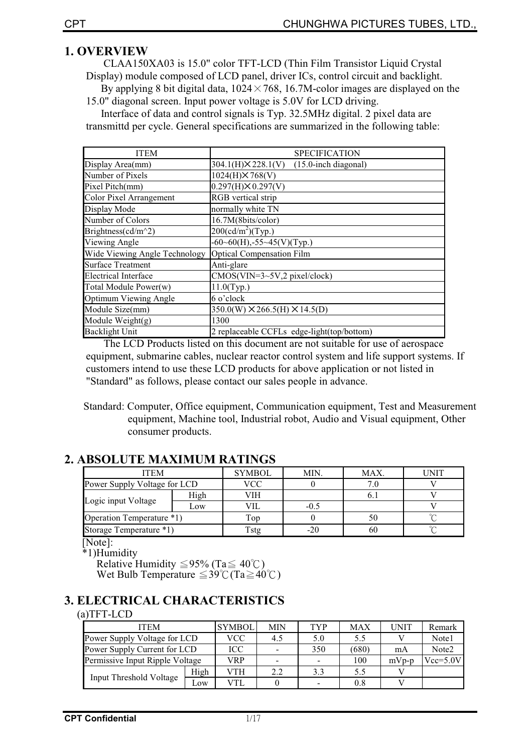## 1. OVERVIEW

CLAA150XA03 is 15.0" color TFT-LCD (Thin Film Transistor Liquid Crystal Display) module composed of LCD panel, driver ICs, control circuit and backlight.

By applying 8 bit digital data, 1024×768, 16.7M-color images are displayed on the 15.0" diagonal screen. Input power voltage is 5.0V for LCD driving.

Interface of data and control signals is Typ. 32.5MHz digital. 2 pixel data are transmittd per cycle. General specifications are summarized in the following table:

| ITEM | SPECIFICATION |
|---|---|
| Display Area(mm) | 304.1(H)×228.1(V)　(15.0-inch diagonal) |
| Number of Pixels | 1024(H)×768(V) |
| Pixel Pitch(mm) | 0.297(H)×0.297(V) |
| Color Pixel Arrangement | RGB vertical strip |
| Display Mode | normally white TN |
| Number of Colors | 16.7M(8bits/color) |
| Brightness(cd/m^2) | 200(cd/m$^2$)(Typ.) |
| Viewing Angle | -60~60(H),-55~45(V)(Typ.) |
| Wide Viewing Angle Technology | Optical Compensation Film |
| Surface Treatment | Anti-glare |
| Electrical Interface | CMOS(VIN=3~5V,2 pixel/clock) |
| Total Module Power(w) | 11.0(Typ.) |
| Optimum Viewing Angle | 6 o'clock |
| Module Size(mm) | 350.0(W)×266.5(H)×14.5(D) |
| Module Weight(g) | 1300 |
| Backlight Unit | 2 replaceable CCFLs edge-light(top/bottom) |

The LCD Products listed on this document are not suitable for use of aerospace equipment, submarine cables, nuclear reactor control system and life support systems. If customers intend to use these LCD products for above application or not listed in "Standard" as follows, please contact our sales people in advance.

Standard: Computer, Office equipment, Communication equipment, Test and Measurement equipment, Machine tool, Industrial robot, Audio and Visual equipment, Other consumer products.

## 2. ABSOLUTE MAXIMUM RATINGS

| ITEM | | SYMBOL | MIN. | MAX. | UNIT |
|---|---|---|---|---|---|
| Power Supply Voltage for LCD | | VCC | 0 | 7.0 | V |
| Logic input Voltage | High | VIH | | 6.1 | V |
| | Low | VIL | -0.5 | | V |
| Operation Temperature *1) | | Top | 0 | 50 | ℃ |
| Storage Temperature *1) | | Tstg | -20 | 60 | ℃ |

[Note]:

*1)Humidity

Relative Humidity ≦95% (Ta≦ 40℃)

Wet Bulb Temperature ≦39℃(Ta≧40℃)

## 3. ELECTRICAL CHARACTERISTICS

(a)TFT-LCD

| ITEM | | SYMBOL | MIN | TYP | MAX | UNIT | Remark |
|---|---|---|---|---|---|---|---|
| Power Supply Voltage for LCD | | VCC | 4.5 | 5.0 | 5.5 | V | Note1 |
| Power Supply Current for LCD | | ICC | - | 350 | (680) | mA | Note2 |
| Permissive Input Ripple Voltage | | VRP | - | - | 100 | mVp-p | Vcc=5.0V |
| Input Threshold Voltage | High | VTH | 2.2 | 3.3 | 5.5 | V | |
| | Low | VTL | 0 | - | 0.8 | V | |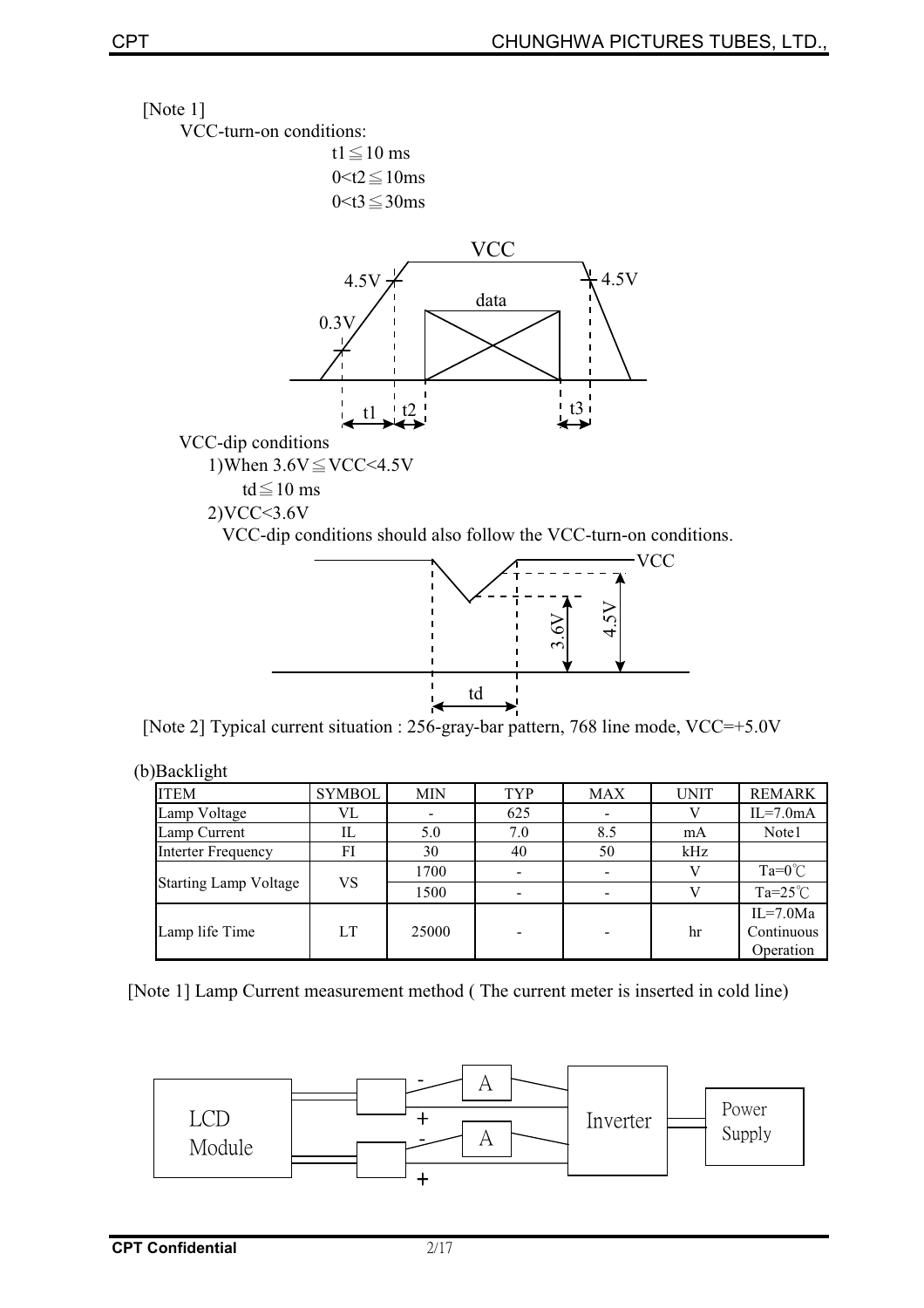[Note 1]

VCC-turn-on conditions:

$t1 \leqq 10$ ms

$0 < t2 \leqq 10$ms

$0 < t3 \leqq 30$ms

VCC-dip conditions

1)When $3.6V \leqq VCC < 4.5V$

$td \leqq 10$ ms

2)$VCC < 3.6V$

VCC-dip conditions should also follow the VCC-turn-on conditions.

[Note 2] Typical current situation : 256-gray-bar pattern, 768 line mode, VCC=+5.0V

(b)Backlight

| ITEM | SYMBOL | MIN | TYP | MAX | UNIT | REMARK |
|---|---|---|---|---|---|---|
| Lamp Voltage | VL | - | 625 | - | V | IL=7.0mA |
| Lamp Current | IL | 5.0 | 7.0 | 8.5 | mA | Note1 |
| Interter Frequency | FI | 30 | 40 | 50 | kHz | |
| Starting Lamp Voltage | VS | 1700 | - | - | V | Ta=0℃ |
| | | 1500 | - | - | V | Ta=25℃ |
| Lamp life Time | LT | 25000 | - | - | hr | IL=7.0Ma Continuous Operation |

[Note 1] Lamp Current measurement method ( The current meter is inserted in cold line)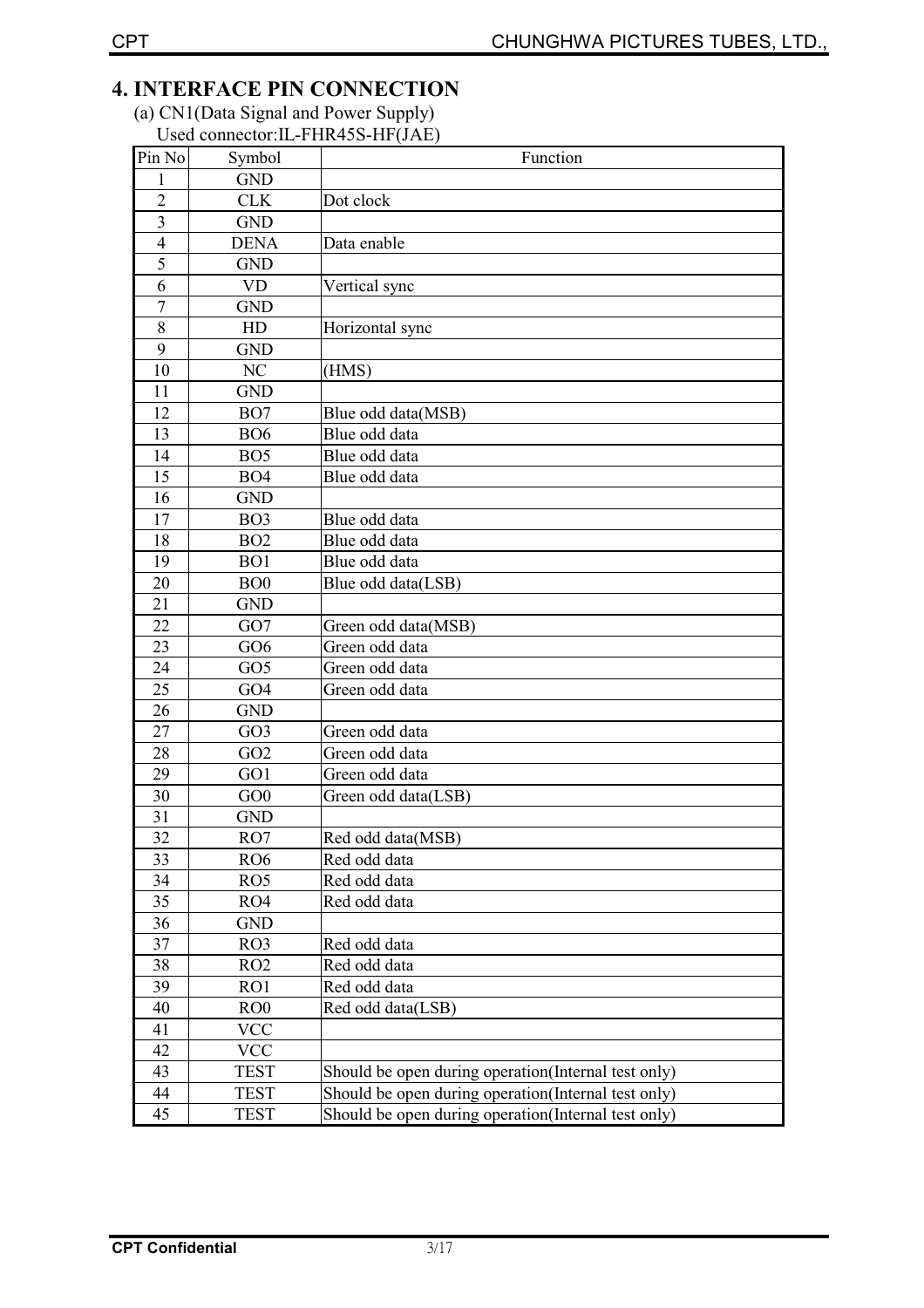## 4. INTERFACE PIN CONNECTION

(a) CN1(Data Signal and Power Supply)

Used connector:IL-FHR45S-HF(JAE)

| Pin No | Symbol | Function |
|---|---|---|
| 1 | GND | |
| 2 | CLK | Dot clock |
| 3 | GND | |
| 4 | DENA | Data enable |
| 5 | GND | |
| 6 | VD | Vertical sync |
| 7 | GND | |
| 8 | HD | Horizontal sync |
| 9 | GND | |
| 10 | NC | (HMS) |
| 11 | GND | |
| 12 | BO7 | Blue odd data(MSB) |
| 13 | BO6 | Blue odd data |
| 14 | BO5 | Blue odd data |
| 15 | BO4 | Blue odd data |
| 16 | GND | |
| 17 | BO3 | Blue odd data |
| 18 | BO2 | Blue odd data |
| 19 | BO1 | Blue odd data |
| 20 | BO0 | Blue odd data(LSB) |
| 21 | GND | |
| 22 | GO7 | Green odd data(MSB) |
| 23 | GO6 | Green odd data |
| 24 | GO5 | Green odd data |
| 25 | GO4 | Green odd data |
| 26 | GND | |
| 27 | GO3 | Green odd data |
| 28 | GO2 | Green odd data |
| 29 | GO1 | Green odd data |
| 30 | GO0 | Green odd data(LSB) |
| 31 | GND | |
| 32 | RO7 | Red odd data(MSB) |
| 33 | RO6 | Red odd data |
| 34 | RO5 | Red odd data |
| 35 | RO4 | Red odd data |
| 36 | GND | |
| 37 | RO3 | Red odd data |
| 38 | RO2 | Red odd data |
| 39 | RO1 | Red odd data |
| 40 | RO0 | Red odd data(LSB) |
| 41 | VCC | |
| 42 | VCC | |
| 43 | TEST | Should be open during operation(Internal test only) |
| 44 | TEST | Should be open during operation(Internal test only) |
| 45 | TEST | Should be open during operation(Internal test only) |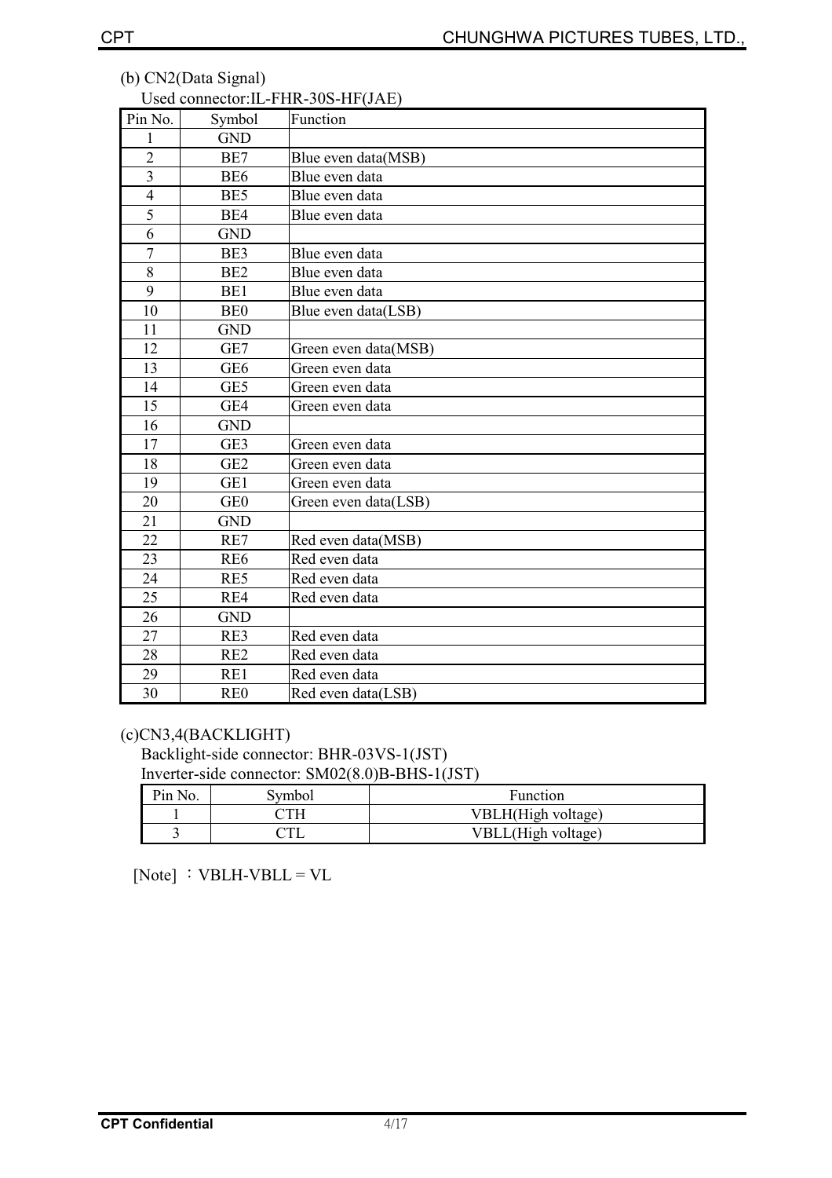(b) CN2(Data Signal)

Used connector:IL-FHR-30S-HF(JAE)

| Pin No. | Symbol | Function |
|---|---|---|
| 1 | GND | |
| 2 | BE7 | Blue even data(MSB) |
| 3 | BE6 | Blue even data |
| 4 | BE5 | Blue even data |
| 5 | BE4 | Blue even data |
| 6 | GND | |
| 7 | BE3 | Blue even data |
| 8 | BE2 | Blue even data |
| 9 | BE1 | Blue even data |
| 10 | BE0 | Blue even data(LSB) |
| 11 | GND | |
| 12 | GE7 | Green even data(MSB) |
| 13 | GE6 | Green even data |
| 14 | GE5 | Green even data |
| 15 | GE4 | Green even data |
| 16 | GND | |
| 17 | GE3 | Green even data |
| 18 | GE2 | Green even data |
| 19 | GE1 | Green even data |
| 20 | GE0 | Green even data(LSB) |
| 21 | GND | |
| 22 | RE7 | Red even data(MSB) |
| 23 | RE6 | Red even data |
| 24 | RE5 | Red even data |
| 25 | RE4 | Red even data |
| 26 | GND | |
| 27 | RE3 | Red even data |
| 28 | RE2 | Red even data |
| 29 | RE1 | Red even data |
| 30 | RE0 | Red even data(LSB) |

(c)CN3,4(BACKLIGHT)

Backlight-side connector: BHR-03VS-1(JST)

Inverter-side connector: SM02(8.0)B-BHS-1(JST)

| Pin No. | Symbol | Function |
|---|---|---|
| 1 | CTH | VBLH(High voltage) |
| 3 | CTL | VBLL(High voltage) |

[Note] ：VBLH-VBLL = VL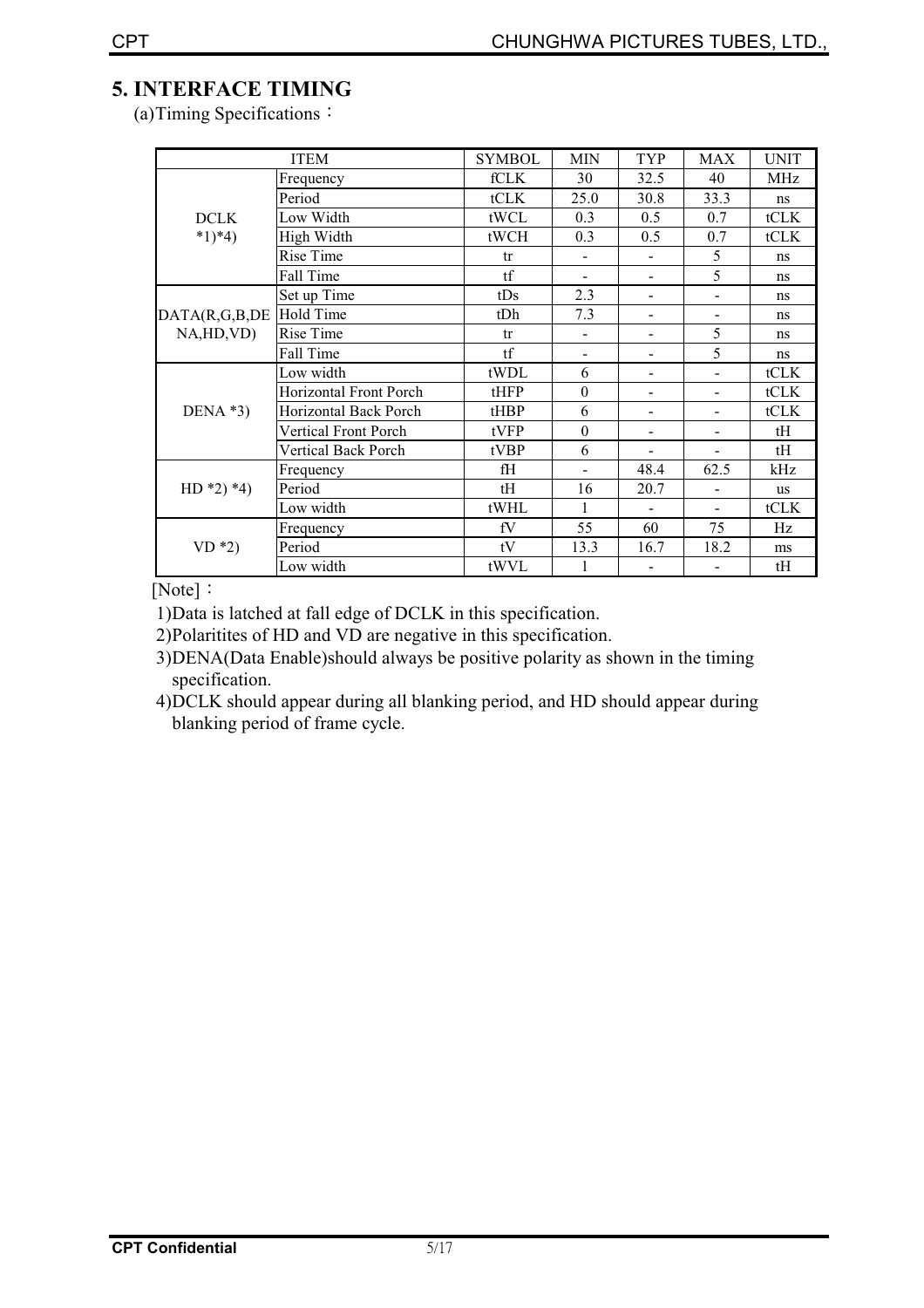## 5. INTERFACE TIMING

(a)Timing Specifications：

| ITEM | | SYMBOL | MIN | TYP | MAX | UNIT |
|---|---|---|---|---|---|---|
| DCLK *1)*4) | Frequency | fCLK | 30 | 32.5 | 40 | MHz |
| | Period | tCLK | 25.0 | 30.8 | 33.3 | ns |
| | Low Width | tWCL | 0.3 | 0.5 | 0.7 | tCLK |
| | High Width | tWCH | 0.3 | 0.5 | 0.7 | tCLK |
| | Rise Time | tr | - | - | 5 | ns |
| | Fall Time | tf | - | - | 5 | ns |
| DATA(R,G,B,DENA,HD,VD) | Set up Time | tDs | 2.3 | - | - | ns |
| | Hold Time | tDh | 7.3 | - | - | ns |
| | Rise Time | tr | - | - | 5 | ns |
| | Fall Time | tf | - | - | 5 | ns |
| DENA *3) | Low width | tWDL | 6 | - | - | tCLK |
| | Horizontal Front Porch | tHFP | 0 | - | - | tCLK |
| | Horizontal Back Porch | tHBP | 6 | - | - | tCLK |
| | Vertical Front Porch | tVFP | 0 | - | - | tH |
| | Vertical Back Porch | tVBP | 6 | - | - | tH |
| HD *2) *4) | Frequency | fH | - | 48.4 | 62.5 | kHz |
| | Period | tH | 16 | 20.7 | - | us |
| | Low width | tWHL | 1 | - | - | tCLK |
| VD *2) | Frequency | fV | 55 | 60 | 75 | Hz |
| | Period | tV | 13.3 | 16.7 | 18.2 | ms |
| | Low width | tWVL | 1 | - | - | tH |

[Note]：

1)Data is latched at fall edge of DCLK in this specification.

2)Polaritites of HD and VD are negative in this specification.

3)DENA(Data Enable)should always be positive polarity as shown in the timing specification.

4)DCLK should appear during all blanking period, and HD should appear during blanking period of frame cycle.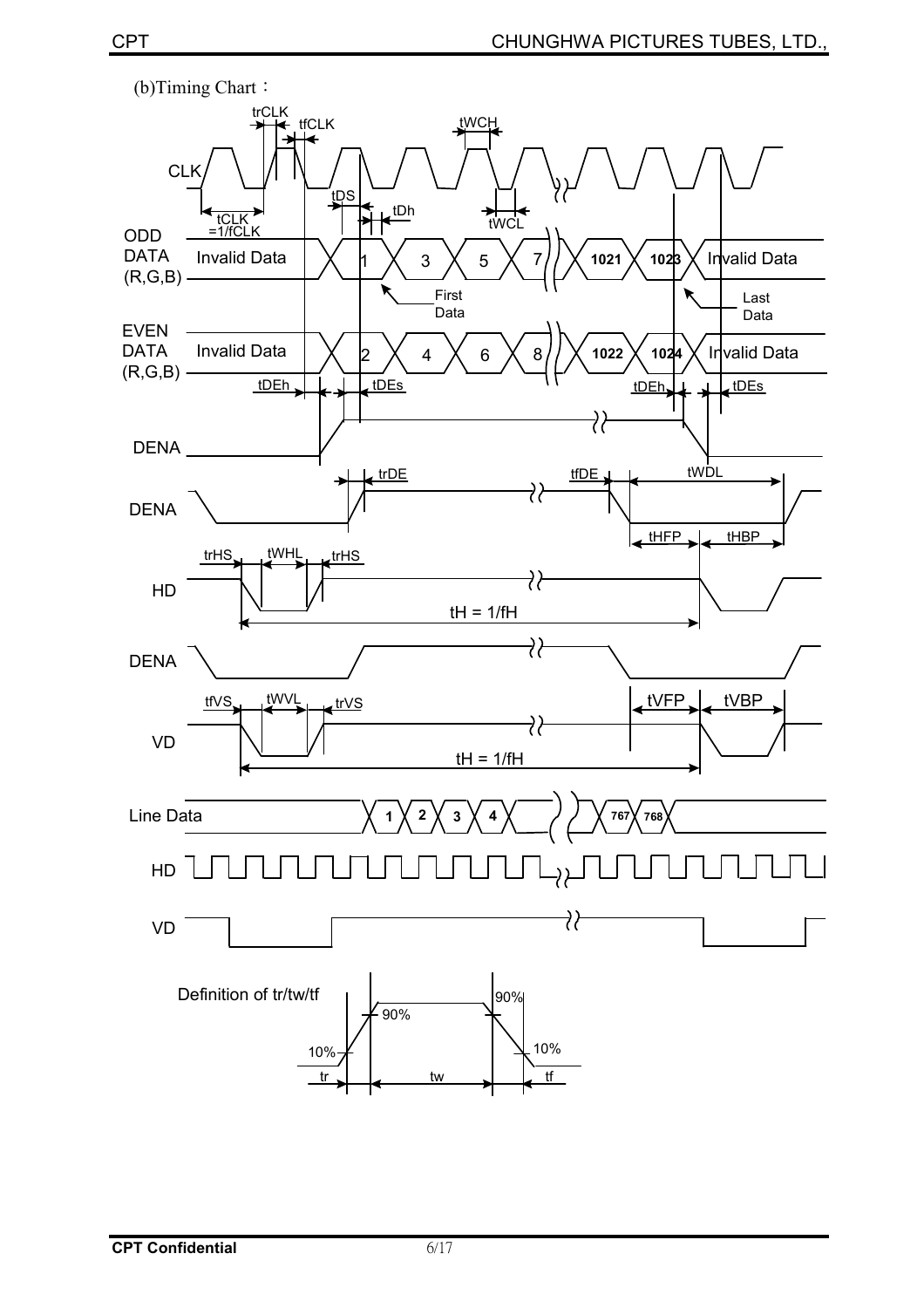(b)Timing Chart：

CLK

trCLK tfCLK tWCH

tDS tDh

tCLK =1/fCLK tWCL

ODD DATA (R,G,B) Invalid Data 1 3 5 7 1021 1023 Invalid Data

First Data Last Data

EVEN DATA (R,G,B) Invalid Data 2 4 6 8 1022 1024 Invalid Data

tDEh tDEs tDEh tDEs

DENA

DENA trDE tfDE tWDL

tHFP tHBP

trHS tWHL trHS

HD

tH = 1/fH

DENA

tfVS tWVL trVS tVFP tVBP

VD

tH = 1/fH

Line Data 1 2 3 4 767 768

HD

VD

Definition of tr/tw/tf

10% 90% 90% 10%

tr tw tf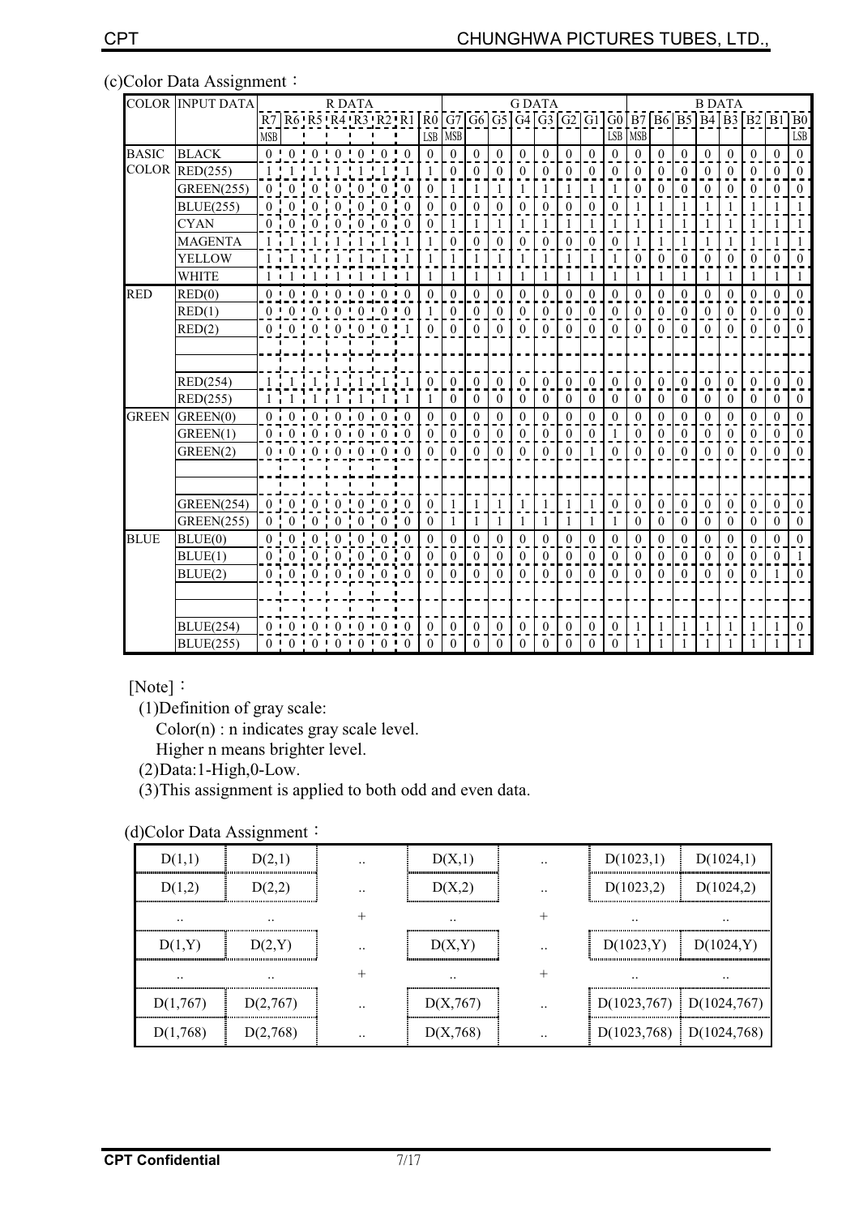(c)Color Data Assignment：

| COLOR | INPUT DATA | R DATA | | | | | | | | G DATA | | | | | | | | B DATA | | | | | | | |
|---|---|---|---|---|---|---|---|---|---|---|---|---|---|---|---|---|---|---|---|---|---|---|---|---|---|
| | | R7 MSB | R6 | R5 | R4 | R3 | R2 | R1 | R0 LSB | G7 MSB | G6 | G5 | G4 | G3 | G2 | G1 | G0 LSB | B7 MSB | B6 | B5 | B4 | B3 | B2 | B1 | B0 LSB |
| BASIC COLOR | BLACK | 0 | 0 | 0 | 0 | 0 | 0 | 0 | 0 | 0 | 0 | 0 | 0 | 0 | 0 | 0 | 0 | 0 | 0 | 0 | 0 | 0 | 0 | 0 | 0 |
| | RED(255) | 1 | 1 | 1 | 1 | 1 | 1 | 1 | 1 | 0 | 0 | 0 | 0 | 0 | 0 | 0 | 0 | 0 | 0 | 0 | 0 | 0 | 0 | 0 | 0 |
| | GREEN(255) | 0 | 0 | 0 | 0 | 0 | 0 | 0 | 0 | 1 | 1 | 1 | 1 | 1 | 1 | 1 | 1 | 0 | 0 | 0 | 0 | 0 | 0 | 0 | 0 |
| | BLUE(255) | 0 | 0 | 0 | 0 | 0 | 0 | 0 | 0 | 0 | 0 | 0 | 0 | 0 | 0 | 0 | 0 | 1 | 1 | 1 | 1 | 1 | 1 | 1 | 1 |
| | CYAN | 0 | 0 | 0 | 0 | 0 | 0 | 0 | 0 | 1 | 1 | 1 | 1 | 1 | 1 | 1 | 1 | 1 | 1 | 1 | 1 | 1 | 1 | 1 | 1 |
| | MAGENTA | 1 | 1 | 1 | 1 | 1 | 1 | 1 | 1 | 0 | 0 | 0 | 0 | 0 | 0 | 0 | 0 | 1 | 1 | 1 | 1 | 1 | 1 | 1 | 1 |
| | YELLOW | 1 | 1 | 1 | 1 | 1 | 1 | 1 | 1 | 1 | 1 | 1 | 1 | 1 | 1 | 1 | 1 | 0 | 0 | 0 | 0 | 0 | 0 | 0 | 0 |
| | WHITE | 1 | 1 | 1 | 1 | 1 | 1 | 1 | 1 | 1 | 1 | 1 | 1 | 1 | 1 | 1 | 1 | 1 | 1 | 1 | 1 | 1 | 1 | 1 | 1 |
| RED | RED(0) | 0 | 0 | 0 | 0 | 0 | 0 | 0 | 0 | 0 | 0 | 0 | 0 | 0 | 0 | 0 | 0 | 0 | 0 | 0 | 0 | 0 | 0 | 0 | 0 |
| | RED(1) | 0 | 0 | 0 | 0 | 0 | 0 | 0 | 1 | 0 | 0 | 0 | 0 | 0 | 0 | 0 | 0 | 0 | 0 | 0 | 0 | 0 | 0 | 0 | 0 |
| | RED(2) | 0 | 0 | 0 | 0 | 0 | 0 | 1 | 0 | 0 | 0 | 0 | 0 | 0 | 0 | 0 | 0 | 0 | 0 | 0 | 0 | 0 | 0 | 0 | 0 |
| | | | | | | | | | | | | | | | | | | | | | | | | | |
| | | | | | | | | | | | | | | | | | | | | | | | | | |
| | RED(254) | 1 | 1 | 1 | 1 | 1 | 1 | 1 | 0 | 0 | 0 | 0 | 0 | 0 | 0 | 0 | 0 | 0 | 0 | 0 | 0 | 0 | 0 | 0 | 0 |
| | RED(255) | 1 | 1 | 1 | 1 | 1 | 1 | 1 | 1 | 0 | 0 | 0 | 0 | 0 | 0 | 0 | 0 | 0 | 0 | 0 | 0 | 0 | 0 | 0 | 0 |
| GREEN | GREEN(0) | 0 | 0 | 0 | 0 | 0 | 0 | 0 | 0 | 0 | 0 | 0 | 0 | 0 | 0 | 0 | 0 | 0 | 0 | 0 | 0 | 0 | 0 | 0 | 0 |
| | GREEN(1) | 0 | 0 | 0 | 0 | 0 | 0 | 0 | 0 | 0 | 0 | 0 | 0 | 0 | 0 | 0 | 1 | 0 | 0 | 0 | 0 | 0 | 0 | 0 | 0 |
| | GREEN(2) | 0 | 0 | 0 | 0 | 0 | 0 | 0 | 0 | 0 | 0 | 0 | 0 | 0 | 0 | 1 | 0 | 0 | 0 | 0 | 0 | 0 | 0 | 0 | 0 |
| | | | | | | | | | | | | | | | | | | | | | | | | | |
| | | | | | | | | | | | | | | | | | | | | | | | | | |
| | GREEN(254) | 0 | 0 | 0 | 0 | 0 | 0 | 0 | 0 | 1 | 1 | 1 | 1 | 1 | 1 | 1 | 0 | 0 | 0 | 0 | 0 | 0 | 0 | 0 | 0 |
| | GREEN(255) | 0 | 0 | 0 | 0 | 0 | 0 | 0 | 0 | 1 | 1 | 1 | 1 | 1 | 1 | 1 | 1 | 0 | 0 | 0 | 0 | 0 | 0 | 0 | 0 |
| BLUE | BLUE(0) | 0 | 0 | 0 | 0 | 0 | 0 | 0 | 0 | 0 | 0 | 0 | 0 | 0 | 0 | 0 | 0 | 0 | 0 | 0 | 0 | 0 | 0 | 0 | 0 |
| | BLUE(1) | 0 | 0 | 0 | 0 | 0 | 0 | 0 | 0 | 0 | 0 | 0 | 0 | 0 | 0 | 0 | 0 | 0 | 0 | 0 | 0 | 0 | 0 | 0 | 1 |
| | BLUE(2) | 0 | 0 | 0 | 0 | 0 | 0 | 0 | 0 | 0 | 0 | 0 | 0 | 0 | 0 | 0 | 0 | 0 | 0 | 0 | 0 | 0 | 0 | 1 | 0 |
| | | | | | | | | | | | | | | | | | | | | | | | | | |
| | | | | | | | | | | | | | | | | | | | | | | | | | |
| | BLUE(254) | 0 | 0 | 0 | 0 | 0 | 0 | 0 | 0 | 0 | 0 | 0 | 0 | 0 | 0 | 0 | 0 | 1 | 1 | 1 | 1 | 1 | 1 | 1 | 0 |
| | BLUE(255) | 0 | 0 | 0 | 0 | 0 | 0 | 0 | 0 | 0 | 0 | 0 | 0 | 0 | 0 | 0 | 0 | 1 | 1 | 1 | 1 | 1 | 1 | 1 | 1 |

[Note]：

(1)Definition of gray scale:
Color(n) : n indicates gray scale level.
Higher n means brighter level.

(2)Data:1-High,0-Low.

(3)This assignment is applied to both odd and even data.

(d)Color Data Assignment：

| D(1,1) | D(2,1) | .. | D(X,1) | .. | D(1023,1) | D(1024,1) |
|---|---|---|---|---|---|---|
| D(1,2) | D(2,2) | .. | D(X,2) | .. | D(1023,2) | D(1024,2) |
| .. | .. | + | .. | + | .. | .. |
| D(1,Y) | D(2,Y) | .. | D(X,Y) | .. | D(1023,Y) | D(1024,Y) |
| .. | .. | + | .. | + | .. | .. |
| D(1,767) | D(2,767) | .. | D(X,767) | .. | D(1023,767) | D(1024,767) |
| D(1,768) | D(2,768) | .. | D(X,768) | .. | D(1023,768) | D(1024,768) |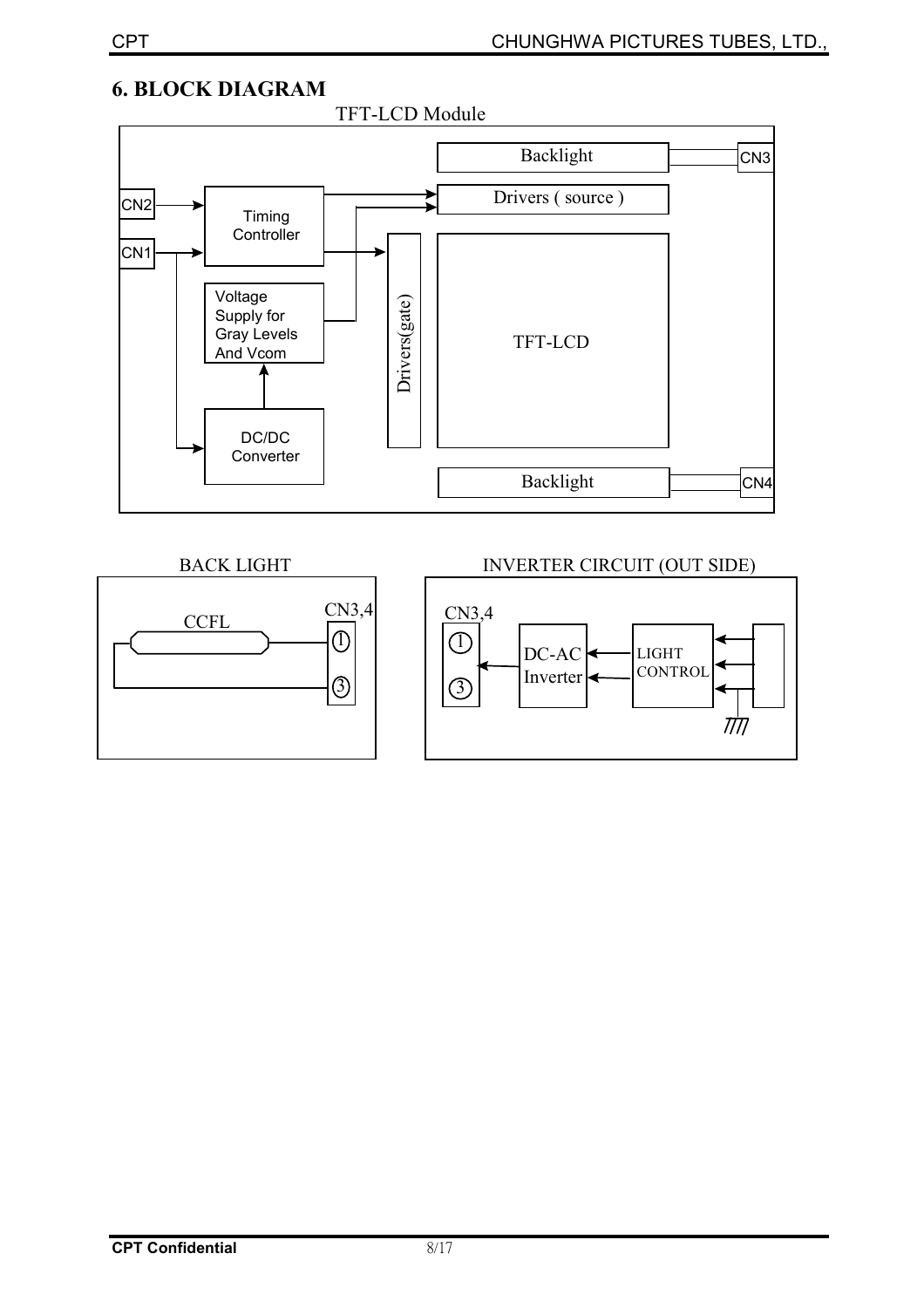## 6. BLOCK DIAGRAM

TFT-LCD Module

Backlight

CN3

CN2

Timing Controller

Drivers ( source )

CN1

Voltage Supply for Gray Levels And Vcom

Drivers(gate)

TFT-LCD

DC/DC Converter

Backlight

CN4

BACK LIGHT

CCFL

CN3,4

①

③

INVERTER CIRCUIT (OUT SIDE)

CN3,4

①

③

DC-AC Inverter

LIGHT CONTROL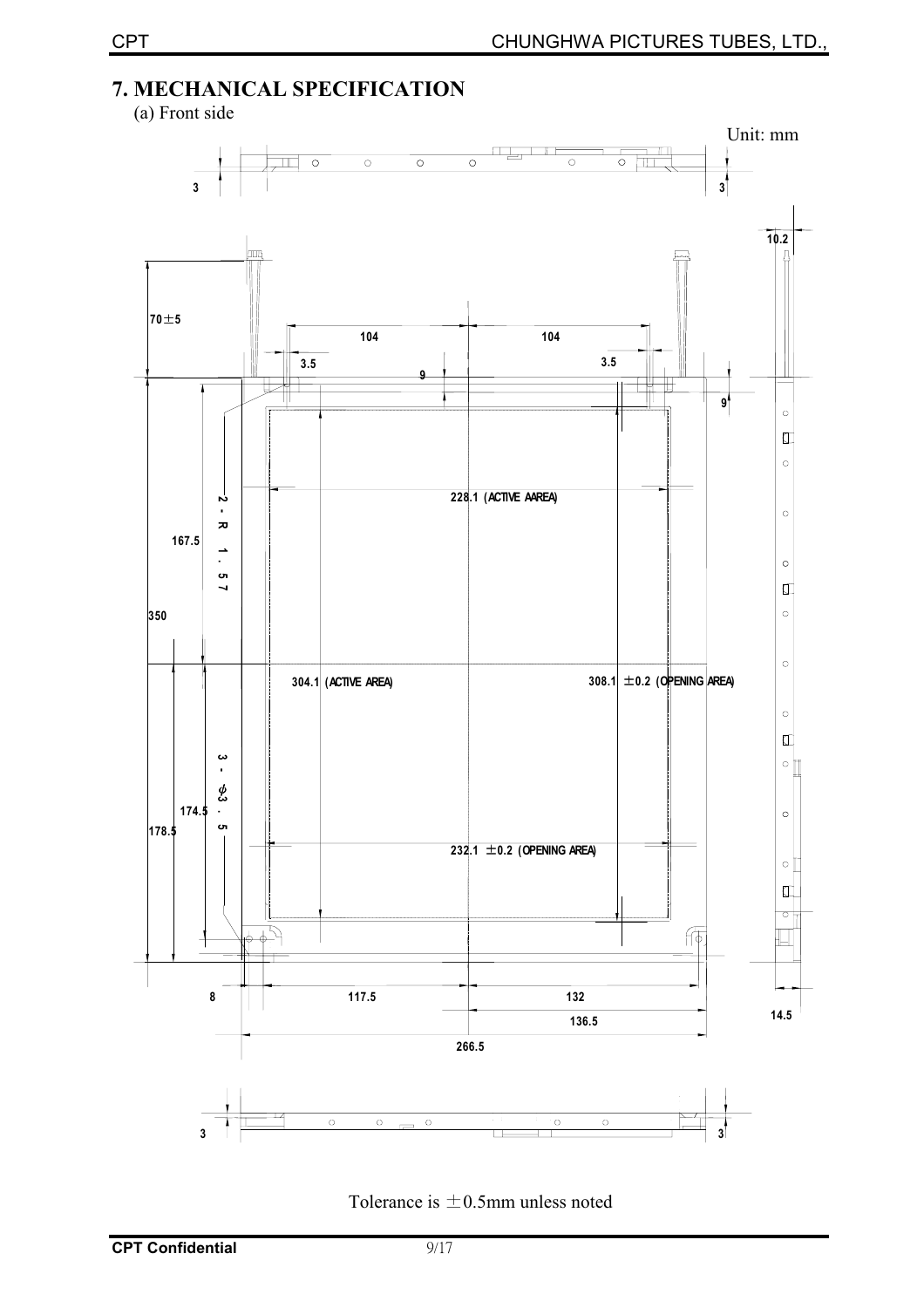## 7. MECHANICAL SPECIFICATION

(a) Front side

Unit: mm

3 3

10.2

70±5

104 104

3.5 3.5

9 9

228.1 (ACTIVE AAREA)

2-R 1.57

167.5

350

304.1 (ACTIVE AREA)

308.1 ±0.2 (OPENING AREA)

3-ϕ3.5

174.5

178.5

232.1 ±0.2 (OPENING AREA)

8 117.5 132

136.5

266.5

14.5

3 3

Tolerance is ±0.5mm unless noted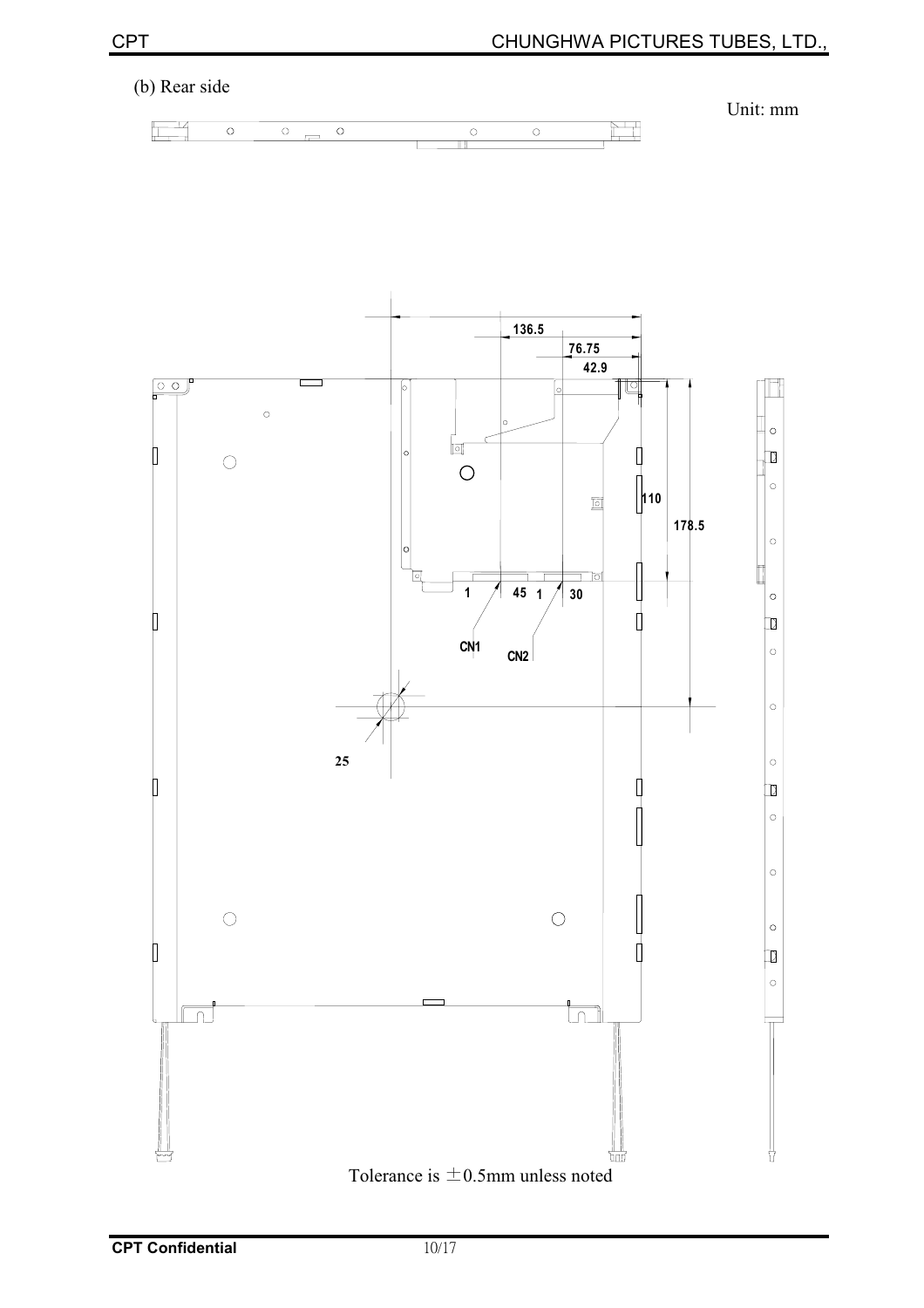(b) Rear side

Unit: mm

136.5

76.75

42.9

110

178.5

1 45 1 30

CN1

CN2

25

Tolerance is ±0.5mm unless noted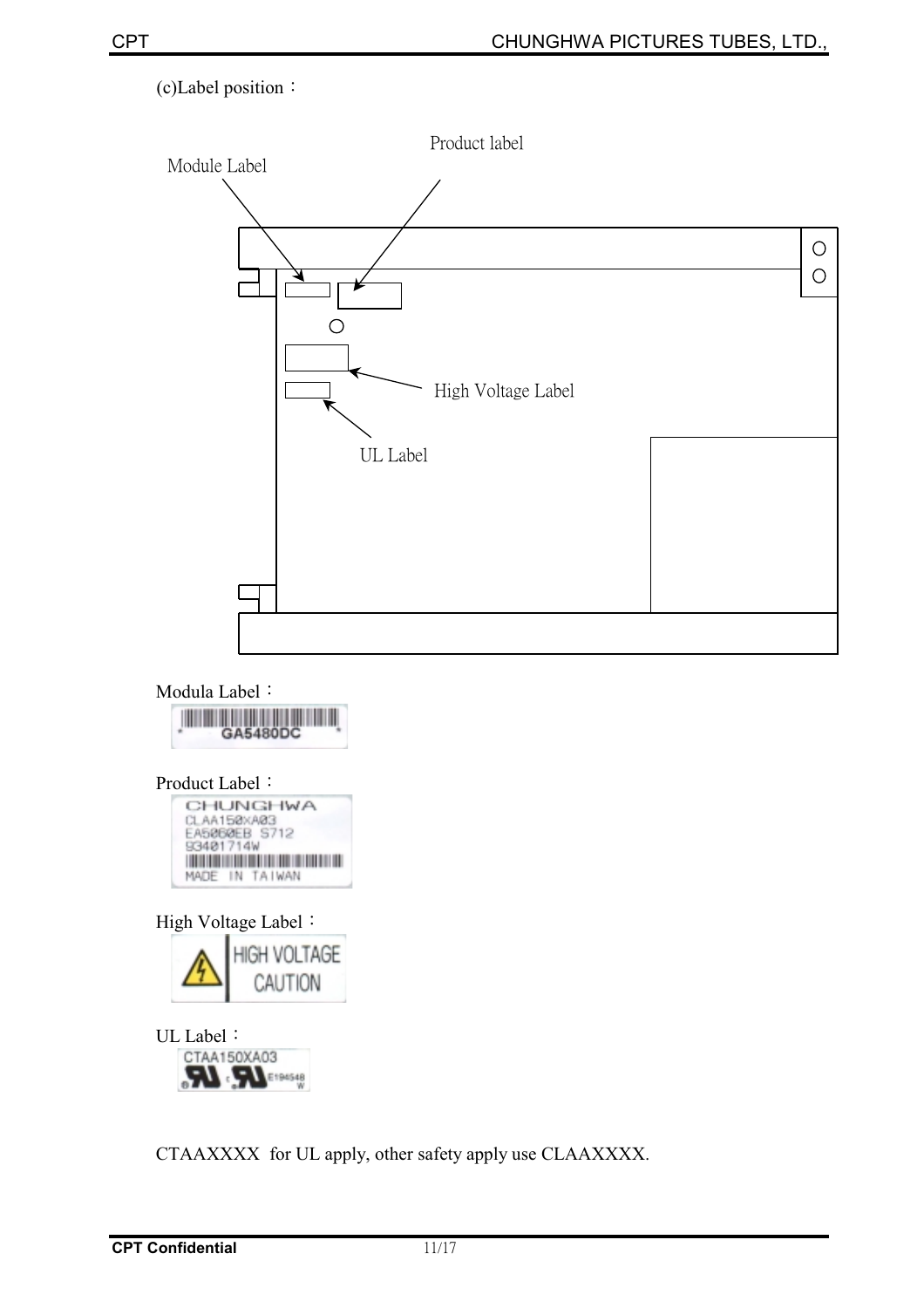(c)Label position：

Module Label

Product label

High Voltage Label

UL Label

Modula Label：

GA5480DC

Product Label：

CHUNGHWA
CLAA150XA03
EA5060EB S712
93401714W
MADE IN TAIWAN

High Voltage Label：

HIGH VOLTAGE
CAUTION

UL Label：

CTAA150XA03
E194548

CTAAXXXX for UL apply, other safety apply use CLAAXXXX.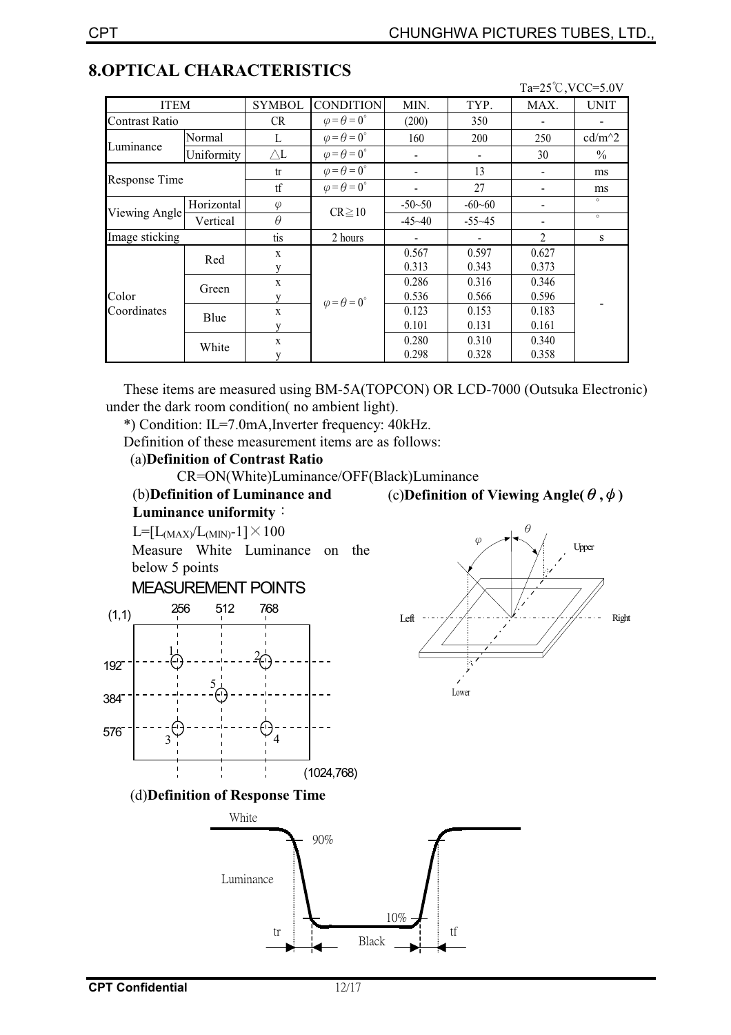## 8.OPTICAL CHARACTERISTICS

Ta=25℃,VCC=5.0V

| ITEM | | SYMBOL | CONDITION | MIN. | TYP. | MAX. | UNIT |
|---|---|---|---|---|---|---|---|
| Contrast Ratio | | CR | $\varphi=\theta=0°$ | (200) | 350 | - | - |
| Luminance | Normal | L | $\varphi=\theta=0°$ | 160 | 200 | 250 | cd/m^2 |
| | Uniformity | △L | $\varphi=\theta=0°$ | - | - | 30 | % |
| Response Time | | tr | $\varphi=\theta=0°$ | - | 13 | - | ms |
| | | tf | $\varphi=\theta=0°$ | - | 27 | - | ms |
| Viewing Angle | Horizontal | $\varphi$ | CR≧10 | -50~50 | -60~60 | - | ° |
| | Vertical | $\theta$ | | -45~40 | -55~45 | - | ° |
| Image sticking | | tis | 2 hours | - | - | 2 | s |
| Color Coordinates | Red | x | $\varphi=\theta=0°$ | 0.567 | 0.597 | 0.627 | - |
| | | y | | 0.313 | 0.343 | 0.373 | |
| | Green | x | | 0.286 | 0.316 | 0.346 | |
| | | y | | 0.536 | 0.566 | 0.596 | |
| | Blue | x | | 0.123 | 0.153 | 0.183 | |
| | | y | | 0.101 | 0.131 | 0.161 | |
| | White | x | | 0.280 | 0.310 | 0.340 | |
| | | y | | 0.298 | 0.328 | 0.358 | |

These items are measured using BM-5A(TOPCON) OR LCD-7000 (Outsuka Electronic) under the dark room condition( no ambient light).

*) Condition: IL=7.0mA,Inverter frequency: 40kHz.

Definition of these measurement items are as follows:

(a)**Definition of Contrast Ratio**

CR=ON(White)Luminance/OFF(Black)Luminance

(b)**Definition of Luminance and Luminance uniformity**：

$L=[L_{(MAX)}/L_{(MIN)}-1]\times 100$

Measure White Luminance on the below 5 points

MEASUREMENT POINTS

(1,1) 256 512 768

192 — points 1, 2

384 — point 5

576 — points 3, 4

(1024,768)

(c)**Definition of Viewing Angle($\theta,\phi$)**

$\theta$ $\varphi$ Upper Left Right Lower

(d)**Definition of Response Time**

White 90% Luminance 10% Black tr tf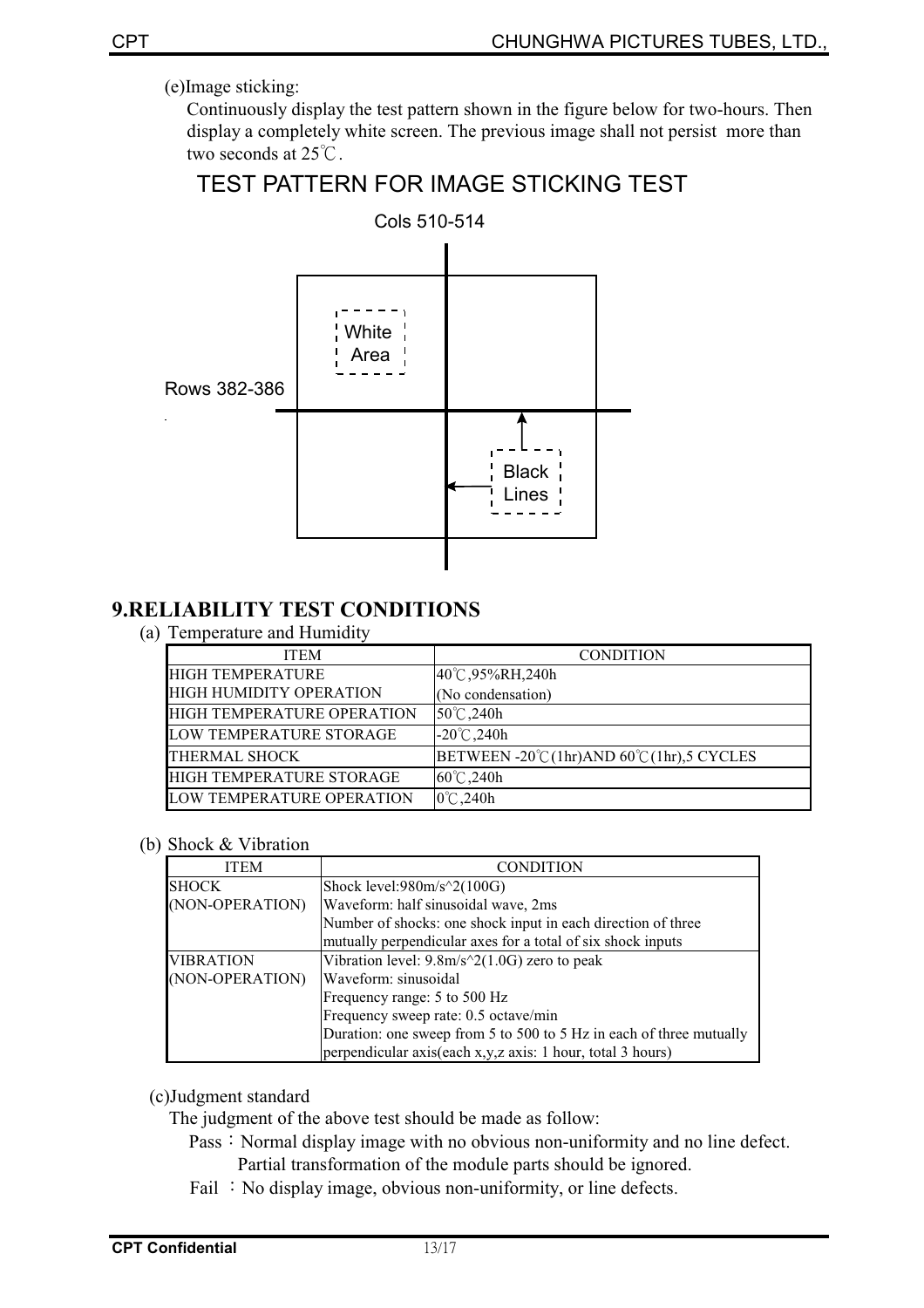(e)Image sticking:

Continuously display the test pattern shown in the figure below for two-hours. Then display a completely white screen. The previous image shall not persist more than two seconds at 25℃.

TEST PATTERN FOR IMAGE STICKING TEST

Cols 510-514

White Area

Rows 382-386

Black Lines

## 9.RELIABILITY TEST CONDITIONS

(a) Temperature and Humidity

| ITEM | CONDITION |
|---|---|
| HIGH TEMPERATURE HIGH HUMIDITY OPERATION | 40℃,95%RH,240h (No condensation) |
| HIGH TEMPERATURE OPERATION | 50℃,240h |
| LOW TEMPERATURE STORAGE | -20℃,240h |
| THERMAL SHOCK | BETWEEN -20℃(1hr)AND 60℃(1hr),5 CYCLES |
| HIGH TEMPERATURE STORAGE | 60℃,240h |
| LOW TEMPERATURE OPERATION | 0℃,240h |

(b) Shock & Vibration

| ITEM | CONDITION |
|---|---|
| SHOCK (NON-OPERATION) | Shock level:980m/s^2(100G)<br>Waveform: half sinusoidal wave, 2ms<br>Number of shocks: one shock input in each direction of three mutually perpendicular axes for a total of six shock inputs |
| VIBRATION (NON-OPERATION) | Vibration level: 9.8m/s^2(1.0G) zero to peak<br>Waveform: sinusoidal<br>Frequency range: 5 to 500 Hz<br>Frequency sweep rate: 0.5 octave/min<br>Duration: one sweep from 5 to 500 to 5 Hz in each of three mutually perpendicular axis(each x,y,z axis: 1 hour, total 3 hours) |

(c)Judgment standard

The judgment of the above test should be made as follow:

Pass：Normal display image with no obvious non-uniformity and no line defect. Partial transformation of the module parts should be ignored.

Fail ：No display image, obvious non-uniformity, or line defects.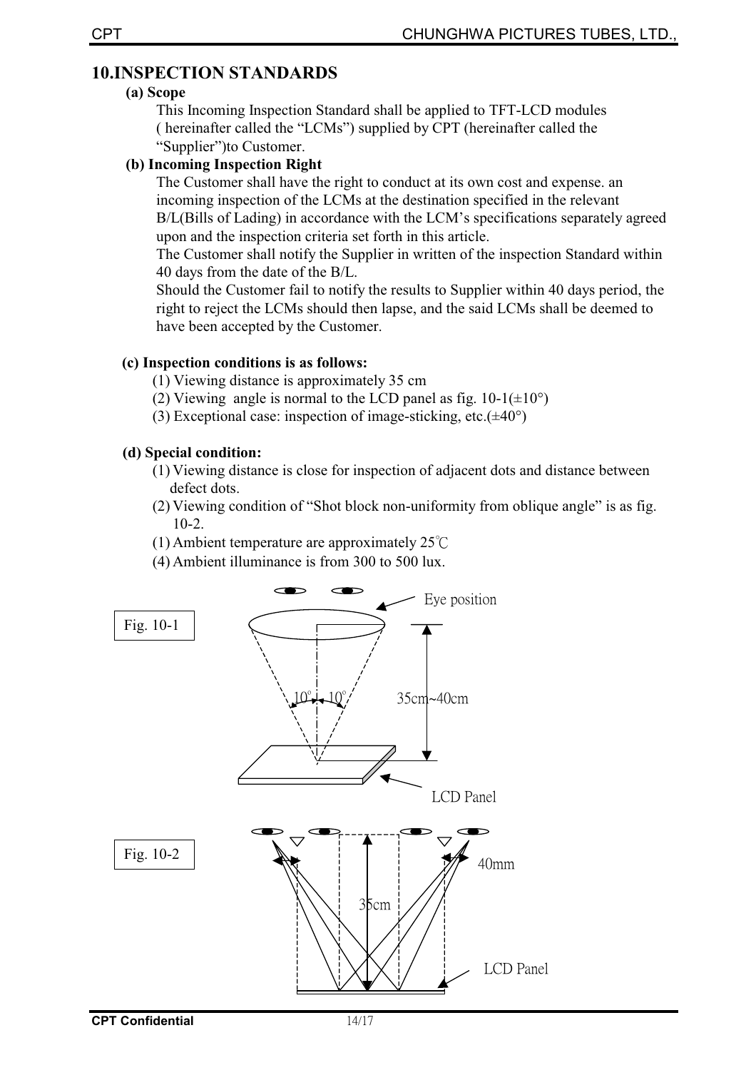## 10.INSPECTION STANDARDS

**(a) Scope**

This Incoming Inspection Standard shall be applied to TFT-LCD modules ( hereinafter called the "LCMs") supplied by CPT (hereinafter called the "Supplier")to Customer.

**(b) Incoming Inspection Right**

The Customer shall have the right to conduct at its own cost and expense. an incoming inspection of the LCMs at the destination specified in the relevant B/L(Bills of Lading) in accordance with the LCM's specifications separately agreed upon and the inspection criteria set forth in this article.

The Customer shall notify the Supplier in written of the inspection Standard within 40 days from the date of the B/L.

Should the Customer fail to notify the results to Supplier within 40 days period, the right to reject the LCMs should then lapse, and the said LCMs shall be deemed to have been accepted by the Customer.

**(c) Inspection conditions is as follows:**

(1) Viewing distance is approximately 35 cm
(2) Viewing angle is normal to the LCD panel as fig. 10-1(±10°)
(3) Exceptional case: inspection of image-sticking, etc.(±40°)

**(d) Special condition:**

(1) Viewing distance is close for inspection of adjacent dots and distance between defect dots.
(2) Viewing condition of "Shot block non-uniformity from oblique angle" is as fig. 10-2.
(1) Ambient temperature are approximately 25℃
(4) Ambient illuminance is from 300 to 500 lux.

Fig. 10-1

Eye position
10° 10°
35cm~40cm
LCD Panel

Fig. 10-2

40mm
35cm
LCD Panel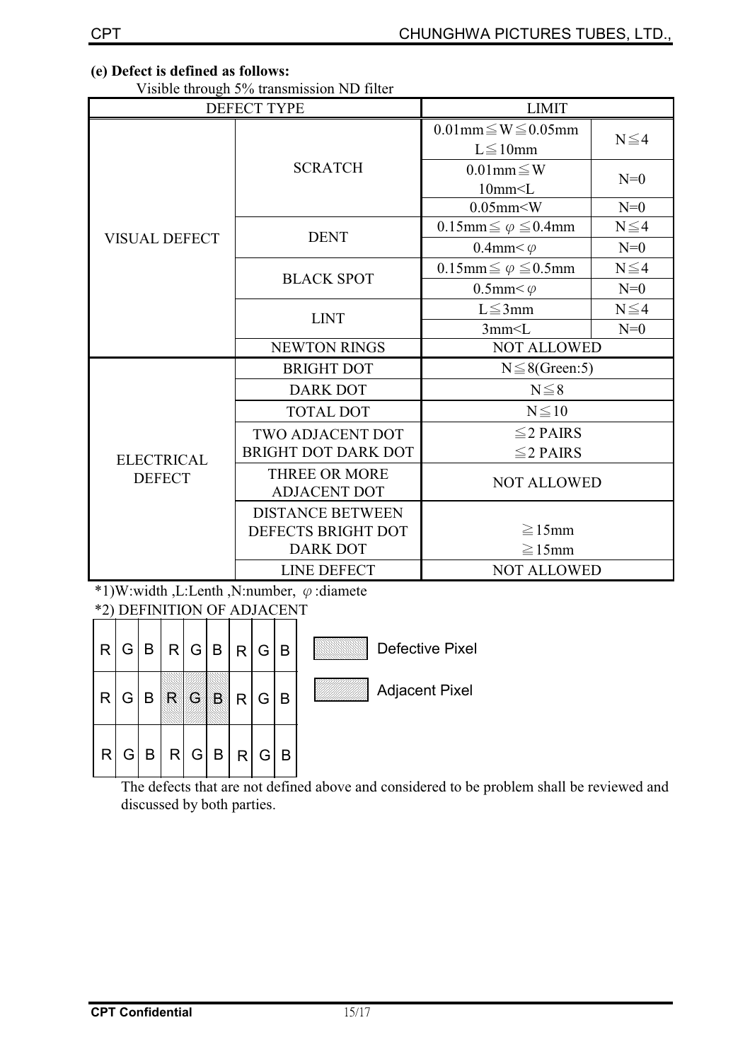**(e) Defect is defined as follows:**

Visible through 5% transmission ND filter

| DEFECT TYPE | | LIMIT | |
|---|---|---|---|
| VISUAL DEFECT | SCRATCH | 0.01mm≦W≦0.05mm L≦10mm | N≦4 |
| | | 0.01mm≦W 10mm<L | N=0 |
| | | 0.05mm<W | N=0 |
| | DENT | 0.15mm≦ φ ≦0.4mm | N≦4 |
| | | 0.4mm< φ | N=0 |
| | BLACK SPOT | 0.15mm≦ φ ≦0.5mm | N≦4 |
| | | 0.5mm< φ | N=0 |
| | LINT | L≦3mm | N≦4 |
| | | 3mm<L | N=0 |
| | NEWTON RINGS | NOT ALLOWED | |
| ELECTRICAL DEFECT | BRIGHT DOT | N≦8(Green:5) | |
| | DARK DOT | N≦8 | |
| | TOTAL DOT | N≦10 | |
| | TWO ADJACENT DOT BRIGHT DOT DARK DOT | ≦2 PAIRS ≦2 PAIRS | |
| | THREE OR MORE ADJACENT DOT | NOT ALLOWED | |
| | DISTANCE BETWEEN DEFECTS BRIGHT DOT DARK DOT | ≧15mm ≧15mm | |
| | LINE DEFECT | NOT ALLOWED | |

*1)W:width ,L:Lenth ,N:number, φ :diamete

*2) DEFINITION OF ADJACENT

| R | G | B | R | G | B | R | G | B |
|---|---|---|---|---|---|---|---|---|
| R | G | B | R | G | B | R | G | B |
| R | G | B | R | G | B | R | G | B |

Defective Pixel

Adjacent Pixel

The defects that are not defined above and considered to be problem shall be reviewed and discussed by both parties.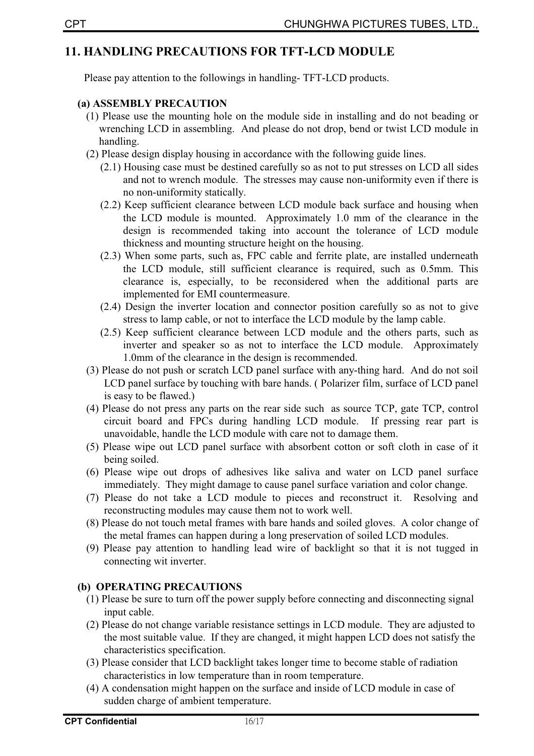## 11. HANDLING PRECAUTIONS FOR TFT-LCD MODULE

Please pay attention to the followings in handling- TFT-LCD products.

**(a) ASSEMBLY PRECAUTION**

(1) Please use the mounting hole on the module side in installing and do not beading or wrenching LCD in assembling. And please do not drop, bend or twist LCD module in handling.

(2) Please design display housing in accordance with the following guide lines.

(2.1) Housing case must be destined carefully so as not to put stresses on LCD all sides and not to wrench module. The stresses may cause non-uniformity even if there is no non-uniformity statically.

(2.2) Keep sufficient clearance between LCD module back surface and housing when the LCD module is mounted. Approximately 1.0 mm of the clearance in the design is recommended taking into account the tolerance of LCD module thickness and mounting structure height on the housing.

(2.3) When some parts, such as, FPC cable and ferrite plate, are installed underneath the LCD module, still sufficient clearance is required, such as 0.5mm. This clearance is, especially, to be reconsidered when the additional parts are implemented for EMI countermeasure.

(2.4) Design the inverter location and connector position carefully so as not to give stress to lamp cable, or not to interface the LCD module by the lamp cable.

(2.5) Keep sufficient clearance between LCD module and the others parts, such as inverter and speaker so as not to interface the LCD module. Approximately 1.0mm of the clearance in the design is recommended.

(3) Please do not push or scratch LCD panel surface with any-thing hard. And do not soil LCD panel surface by touching with bare hands. ( Polarizer film, surface of LCD panel is easy to be flawed.)

(4) Please do not press any parts on the rear side such as source TCP, gate TCP, control circuit board and FPCs during handling LCD module. If pressing rear part is unavoidable, handle the LCD module with care not to damage them.

(5) Please wipe out LCD panel surface with absorbent cotton or soft cloth in case of it being soiled.

(6) Please wipe out drops of adhesives like saliva and water on LCD panel surface immediately. They might damage to cause panel surface variation and color change.

(7) Please do not take a LCD module to pieces and reconstruct it. Resolving and reconstructing modules may cause them not to work well.

(8) Please do not touch metal frames with bare hands and soiled gloves. A color change of the metal frames can happen during a long preservation of soiled LCD modules.

(9) Please pay attention to handling lead wire of backlight so that it is not tugged in connecting wit inverter.

**(b) OPERATING PRECAUTIONS**

(1) Please be sure to turn off the power supply before connecting and disconnecting signal input cable.

(2) Please do not change variable resistance settings in LCD module. They are adjusted to the most suitable value. If they are changed, it might happen LCD does not satisfy the characteristics specification.

(3) Please consider that LCD backlight takes longer time to become stable of radiation characteristics in low temperature than in room temperature.

(4) A condensation might happen on the surface and inside of LCD module in case of sudden charge of ambient temperature.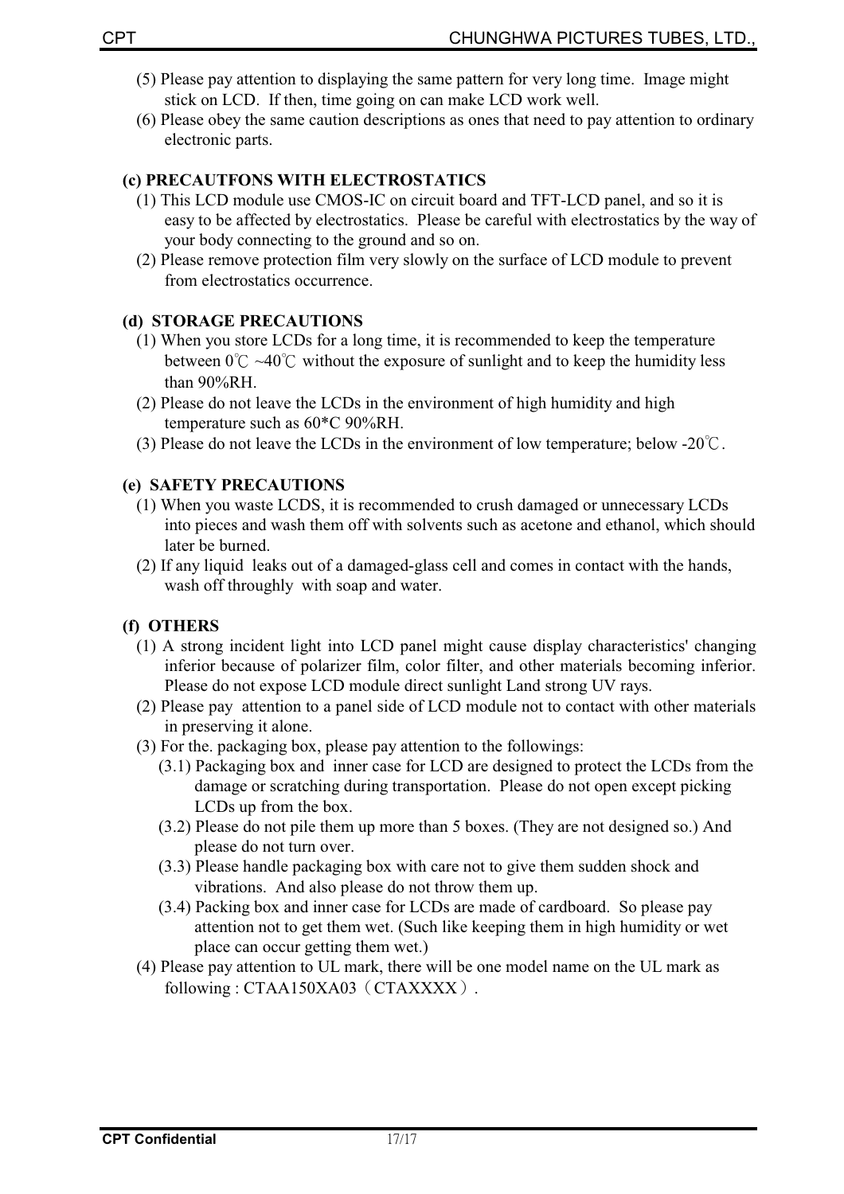(5) Please pay attention to displaying the same pattern for very long time. Image might stick on LCD. If then, time going on can make LCD work well.

(6) Please obey the same caution descriptions as ones that need to pay attention to ordinary electronic parts.

**(c) PRECAUTFONS WITH ELECTROSTATICS**

(1) This LCD module use CMOS-IC on circuit board and TFT-LCD panel, and so it is easy to be affected by electrostatics. Please be careful with electrostatics by the way of your body connecting to the ground and so on.

(2) Please remove protection film very slowly on the surface of LCD module to prevent from electrostatics occurrence.

**(d) STORAGE PRECAUTIONS**

(1) When you store LCDs for a long time, it is recommended to keep the temperature between 0℃ ~40℃ without the exposure of sunlight and to keep the humidity less than 90%RH.

(2) Please do not leave the LCDs in the environment of high humidity and high temperature such as 60*C 90%RH.

(3) Please do not leave the LCDs in the environment of low temperature; below -20℃.

**(e) SAFETY PRECAUTIONS**

(1) When you waste LCDS, it is recommended to crush damaged or unnecessary LCDs into pieces and wash them off with solvents such as acetone and ethanol, which should later be burned.

(2) If any liquid leaks out of a damaged-glass cell and comes in contact with the hands, wash off throughly with soap and water.

**(f) OTHERS**

(1) A strong incident light into LCD panel might cause display characteristics' changing inferior because of polarizer film, color filter, and other materials becoming inferior. Please do not expose LCD module direct sunlight Land strong UV rays.

(2) Please pay attention to a panel side of LCD module not to contact with other materials in preserving it alone.

(3) For the. packaging box, please pay attention to the followings:

(3.1) Packaging box and inner case for LCD are designed to protect the LCDs from the damage or scratching during transportation. Please do not open except picking LCDs up from the box.

(3.2) Please do not pile them up more than 5 boxes. (They are not designed so.) And please do not turn over.

(3.3) Please handle packaging box with care not to give them sudden shock and vibrations. And also please do not throw them up.

(3.4) Packing box and inner case for LCDs are made of cardboard. So please pay attention not to get them wet. (Such like keeping them in high humidity or wet place can occur getting them wet.)

(4) Please pay attention to UL mark, there will be one model name on the UL mark as following : CTAA150XA03（CTAXXXX）.